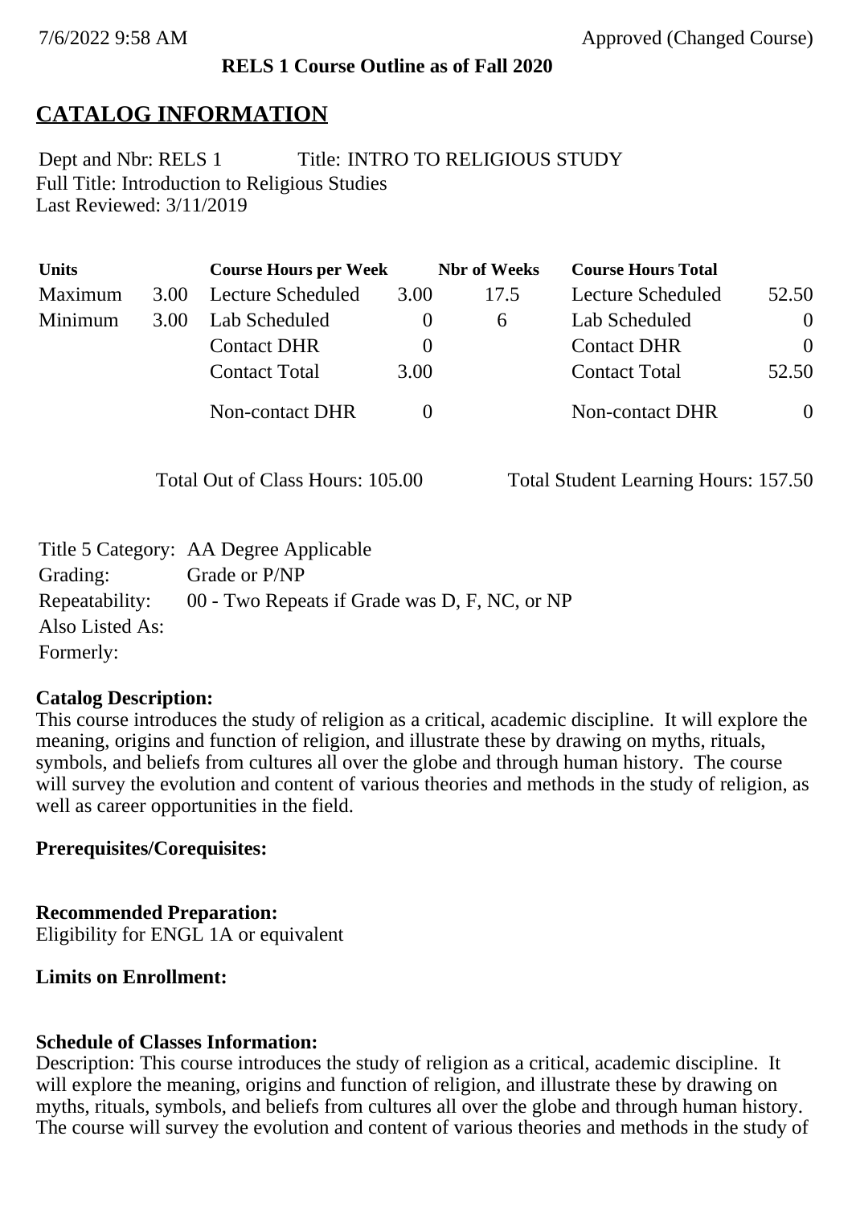7/6/2022 9:58 AM Approved (Changed Course)

**RELS 1 Course Outline as of Fall 2020**

# CATALOG INFORMATION

Dept and Nbr: RELS 1 Title: INTRO TO RELIGIOUS STUDY
Full Title: Introduction to Religious Studies
Last Reviewed: 3/11/2019

| Units | | Course Hours per Week | | Nbr of Weeks | Course Hours Total | |
|---|---|---|---|---|---|---|
| Maximum | 3.00 | Lecture Scheduled | 3.00 | 17.5 | Lecture Scheduled | 52.50 |
| Minimum | 3.00 | Lab Scheduled | 0 | 6 | Lab Scheduled | 0 |
| | | Contact DHR | 0 | | Contact DHR | 0 |
| | | Contact Total | 3.00 | | Contact Total | 52.50 |
| | | Non-contact DHR | 0 | | Non-contact DHR | 0 |

Total Out of Class Hours: 105.00 Total Student Learning Hours: 157.50

| | |
|---|---|
| Title 5 Category: | AA Degree Applicable |
| Grading: | Grade or P/NP |
| Repeatability: | 00 - Two Repeats if Grade was D, F, NC, or NP |
| Also Listed As: | |
| Formerly: | |

**Catalog Description:**
This course introduces the study of religion as a critical, academic discipline. It will explore the meaning, origins and function of religion, and illustrate these by drawing on myths, rituals, symbols, and beliefs from cultures all over the globe and through human history. The course will survey the evolution and content of various theories and methods in the study of religion, as well as career opportunities in the field.

**Prerequisites/Corequisites:**

**Recommended Preparation:**
Eligibility for ENGL 1A or equivalent

**Limits on Enrollment:**

**Schedule of Classes Information:**
Description: This course introduces the study of religion as a critical, academic discipline. It will explore the meaning, origins and function of religion, and illustrate these by drawing on myths, rituals, symbols, and beliefs from cultures all over the globe and through human history. The course will survey the evolution and content of various theories and methods in the study of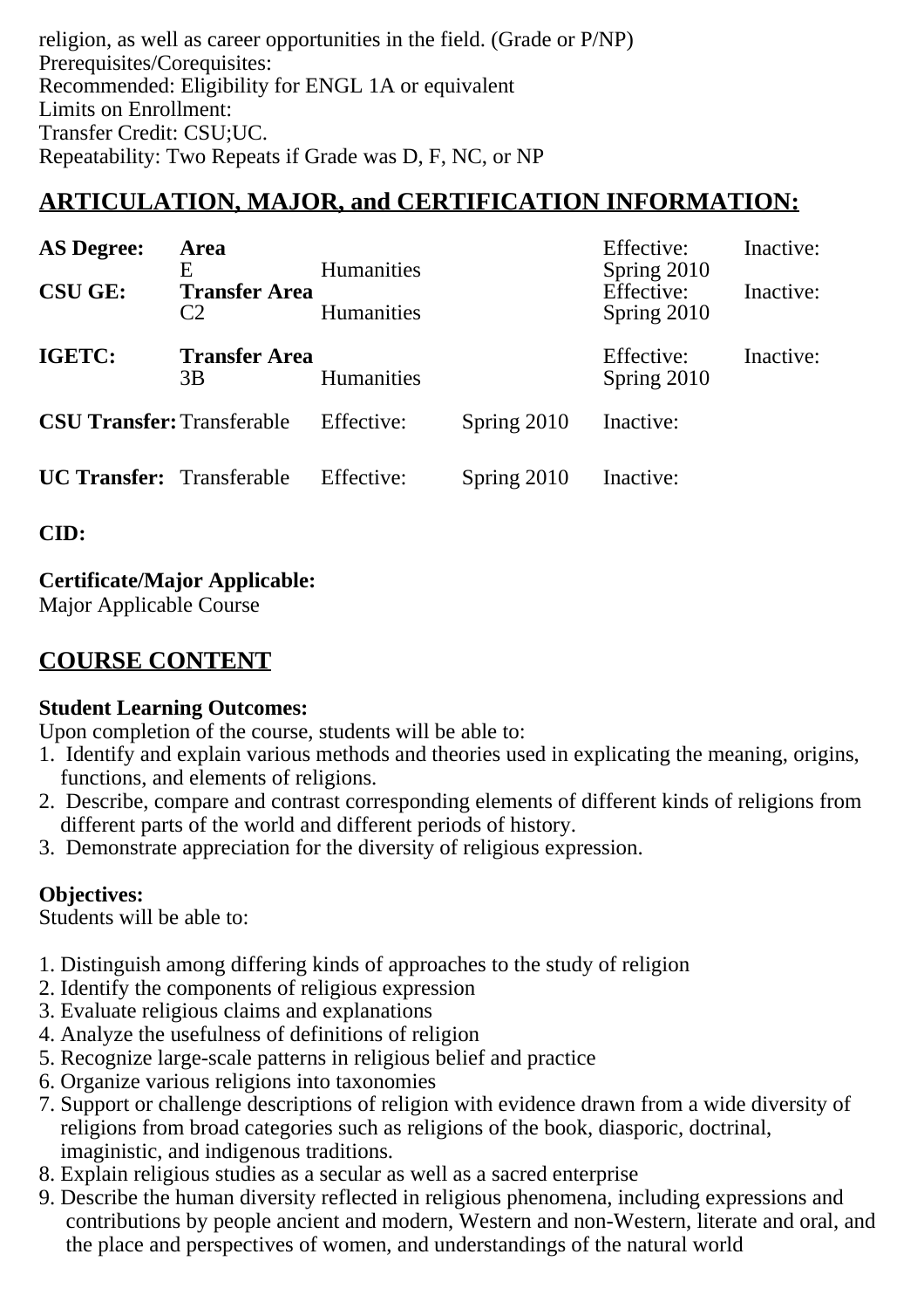religion, as well as career opportunities in the field. (Grade or P/NP)
Prerequisites/Corequisites:
Recommended: Eligibility for ENGL 1A or equivalent
Limits on Enrollment:
Transfer Credit: CSU;UC.
Repeatability: Two Repeats if Grade was D, F, NC, or NP

## ARTICULATION, MAJOR, and CERTIFICATION INFORMATION:

| | | | | | |
|---|---|---|---|---|---|
| **AS Degree:** | **Area** | | | Effective: | Inactive: |
| | E | Humanities | | Spring 2010 | |
| **CSU GE:** | **Transfer Area** | | | Effective: | Inactive: |
| | C2 | Humanities | | Spring 2010 | |
| **IGETC:** | **Transfer Area** | | | Effective: | Inactive: |
| | 3B | Humanities | | Spring 2010 | |
| **CSU Transfer:** | Transferable | Effective: | Spring 2010 | Inactive: | |
| **UC Transfer:** | Transferable | Effective: | Spring 2010 | Inactive: | |

**CID:**

**Certificate/Major Applicable:**
Major Applicable Course

## COURSE CONTENT

**Student Learning Outcomes:**
Upon completion of the course, students will be able to:
1. Identify and explain various methods and theories used in explicating the meaning, origins, functions, and elements of religions.
2. Describe, compare and contrast corresponding elements of different kinds of religions from different parts of the world and different periods of history.
3. Demonstrate appreciation for the diversity of religious expression.

**Objectives:**
Students will be able to:

1. Distinguish among differing kinds of approaches to the study of religion
2. Identify the components of religious expression
3. Evaluate religious claims and explanations
4. Analyze the usefulness of definitions of religion
5. Recognize large-scale patterns in religious belief and practice
6. Organize various religions into taxonomies
7. Support or challenge descriptions of religion with evidence drawn from a wide diversity of religions from broad categories such as religions of the book, diasporic, doctrinal, imaginistic, and indigenous traditions.
8. Explain religious studies as a secular as well as a sacred enterprise
9. Describe the human diversity reflected in religious phenomena, including expressions and contributions by people ancient and modern, Western and non-Western, literate and oral, and the place and perspectives of women, and understandings of the natural world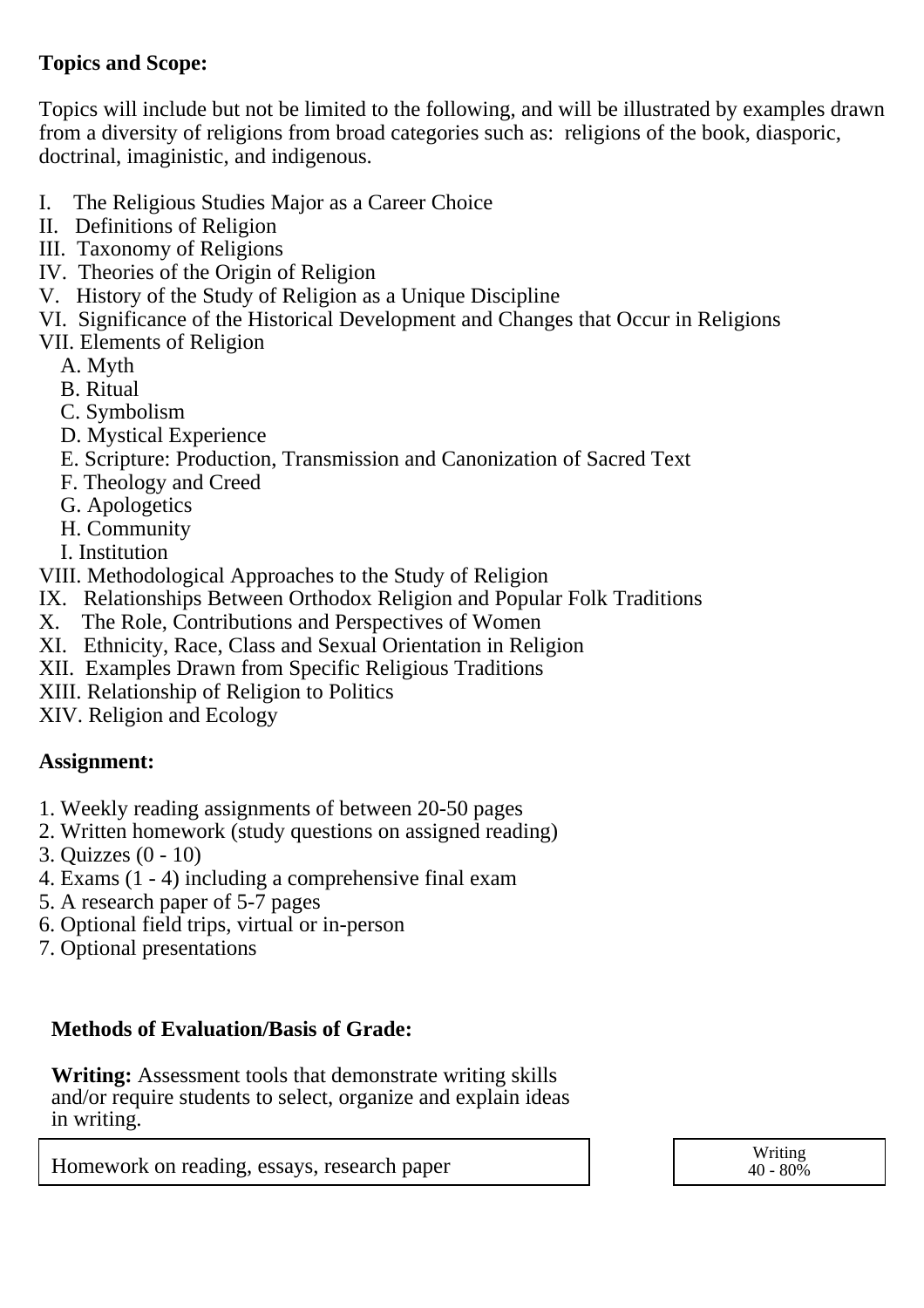**Topics and Scope:**

Topics will include but not be limited to the following, and will be illustrated by examples drawn from a diversity of religions from broad categories such as: religions of the book, diasporic, doctrinal, imaginistic, and indigenous.

I. The Religious Studies Major as a Career Choice
II. Definitions of Religion
III. Taxonomy of Religions
IV. Theories of the Origin of Religion
V. History of the Study of Religion as a Unique Discipline
VI. Significance of the Historical Development and Changes that Occur in Religions
VII. Elements of Religion
  A. Myth
  B. Ritual
  C. Symbolism
  D. Mystical Experience
  E. Scripture: Production, Transmission and Canonization of Sacred Text
  F. Theology and Creed
  G. Apologetics
  H. Community
  I. Institution
VIII. Methodological Approaches to the Study of Religion
IX. Relationships Between Orthodox Religion and Popular Folk Traditions
X. The Role, Contributions and Perspectives of Women
XI. Ethnicity, Race, Class and Sexual Orientation in Religion
XII. Examples Drawn from Specific Religious Traditions
XIII. Relationship of Religion to Politics
XIV. Religion and Ecology

**Assignment:**

1. Weekly reading assignments of between 20-50 pages
2. Written homework (study questions on assigned reading)
3. Quizzes (0 - 10)
4. Exams (1 - 4) including a comprehensive final exam
5. A research paper of 5-7 pages
6. Optional field trips, virtual or in-person
7. Optional presentations

**Methods of Evaluation/Basis of Grade:**

**Writing:** Assessment tools that demonstrate writing skills and/or require students to select, organize and explain ideas in writing.

| Homework on reading, essays, research paper | Writing 40 - 80% |
|---|---|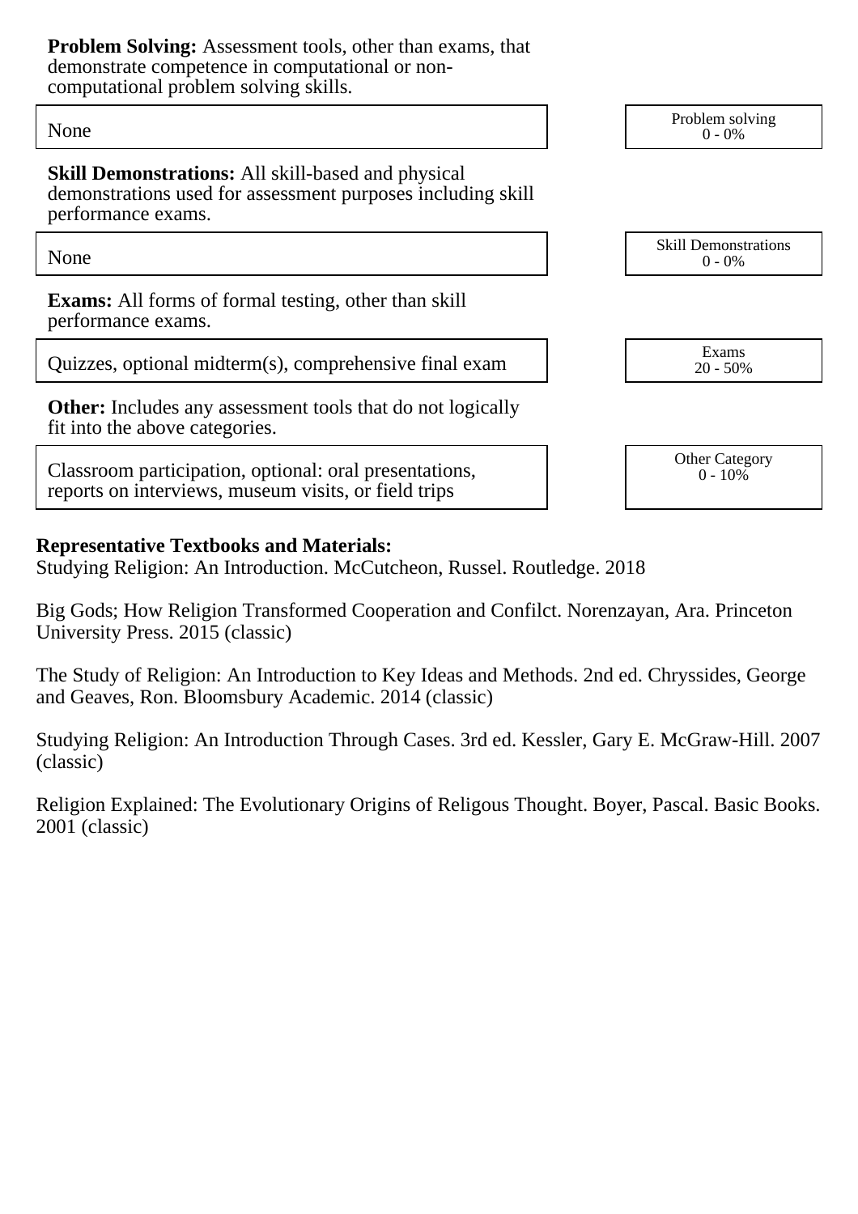**Problem Solving:** Assessment tools, other than exams, that demonstrate competence in computational or non-computational problem solving skills.

| | |
|---|---|
| None | Problem solving<br>0 - 0% |

**Skill Demonstrations:** All skill-based and physical demonstrations used for assessment purposes including skill performance exams.

| | |
|---|---|
| None | Skill Demonstrations<br>0 - 0% |

**Exams:** All forms of formal testing, other than skill performance exams.

| | |
|---|---|
| Quizzes, optional midterm(s), comprehensive final exam | Exams<br>20 - 50% |

**Other:** Includes any assessment tools that do not logically fit into the above categories.

| | |
|---|---|
| Classroom participation, optional: oral presentations, reports on interviews, museum visits, or field trips | Other Category<br>0 - 10% |

**Representative Textbooks and Materials:**

Studying Religion: An Introduction. McCutcheon, Russel. Routledge. 2018

Big Gods; How Religion Transformed Cooperation and Confilct. Norenzayan, Ara. Princeton University Press. 2015 (classic)

The Study of Religion: An Introduction to Key Ideas and Methods. 2nd ed. Chryssides, George and Geaves, Ron. Bloomsbury Academic. 2014 (classic)

Studying Religion: An Introduction Through Cases. 3rd ed. Kessler, Gary E. McGraw-Hill. 2007 (classic)

Religion Explained: The Evolutionary Origins of Religous Thought. Boyer, Pascal. Basic Books. 2001 (classic)